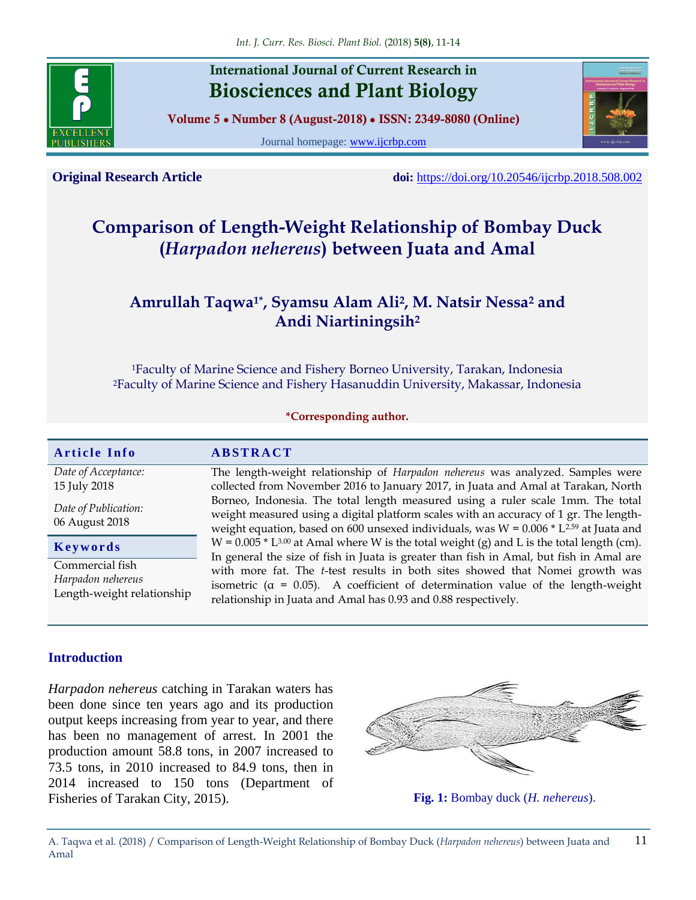**Original Research Article** **doi:** https://doi.org/10.20546/ijcrbp.2018.508.002

# Comparison of Length-Weight Relationship of Bombay Duck (*Harpadon nehereus*) between Juata and Amal

**Amrullah Taqwa[1*], Syamsu Alam Ali[2], M. Natsir Nessa[2] and Andi Niartiningsih[2]**

[1]Faculty of Marine Science and Fishery Borneo University, Tarakan, Indonesia
[2]Faculty of Marine Science and Fishery Hasanuddin University, Makassar, Indonesia

***Corresponding author.**

## Article Info

*Date of Acceptance:*
15 July 2018

*Date of Publication:*
06 August 2018

## Keywords

Commercial fish
*Harpadon nehereus*
Length-weight relationship

## ABSTRACT

The length-weight relationship of *Harpadon nehereus* was analyzed. Samples were collected from November 2016 to January 2017, in Juata and Amal at Tarakan, North Borneo, Indonesia. The total length measured using a ruler scale 1mm. The total weight measured using a digital platform scales with an accuracy of 1 gr. The length-weight equation, based on 600 unsexed individuals, was $W = 0.006 * L^{2.59}$ at Juata and $W = 0.005 * L^{3.00}$ at Amal where W is the total weight (g) and L is the total length (cm). In general the size of fish in Juata is greater than fish in Amal, but fish in Amal are with more fat. The *t*-test results in both sites showed that Nomei growth was isometric ($\alpha$ = 0.05). A coefficient of determination value of the length-weight relationship in Juata and Amal has 0.93 and 0.88 respectively.

## Introduction

*Harpadon nehereus* catching in Tarakan waters has been done since ten years ago and its production output keeps increasing from year to year, and there has been no management of arrest. In 2001 the production amount 58.8 tons, in 2007 increased to 73.5 tons, in 2010 increased to 84.9 tons, then in 2014 increased to 150 tons (Department of Fisheries of Tarakan City, 2015).

**Fig. 1:** Bombay duck (*H. nehereus*).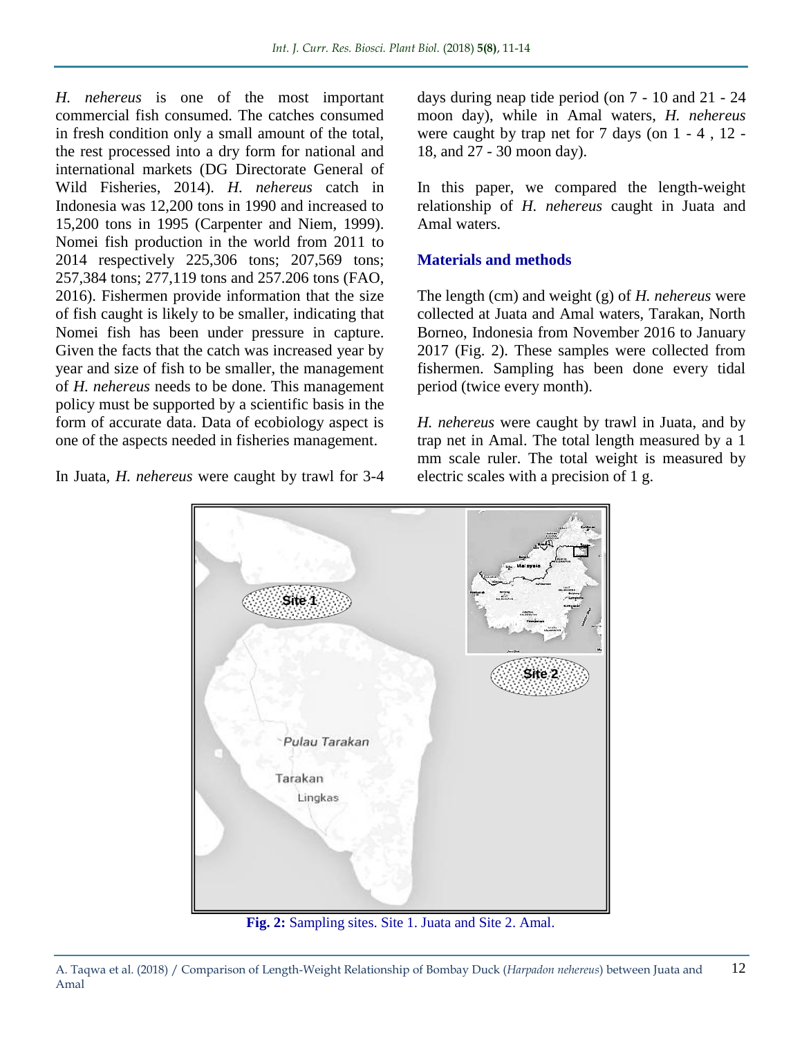*H. nehereus* is one of the most important commercial fish consumed. The catches consumed in fresh condition only a small amount of the total, the rest processed into a dry form for national and international markets (DG Directorate General of Wild Fisheries, 2014). *H. nehereus* catch in Indonesia was 12,200 tons in 1990 and increased to 15,200 tons in 1995 (Carpenter and Niem, 1999). Nomei fish production in the world from 2011 to 2014 respectively 225,306 tons; 207,569 tons; 257,384 tons; 277,119 tons and 257.206 tons (FAO, 2016). Fishermen provide information that the size of fish caught is likely to be smaller, indicating that Nomei fish has been under pressure in capture. Given the facts that the catch was increased year by year and size of fish to be smaller, the management of *H. nehereus* needs to be done. This management policy must be supported by a scientific basis in the form of accurate data. Data of ecobiology aspect is one of the aspects needed in fisheries management.

In Juata, *H. nehereus* were caught by trawl for 3-4 days during neap tide period (on 7 - 10 and 21 - 24 moon day), while in Amal waters, *H. nehereus* were caught by trap net for 7 days (on 1 - 4 , 12 - 18, and 27 - 30 moon day).

In this paper, we compared the length-weight relationship of *H. nehereus* caught in Juata and Amal waters.

## Materials and methods

The length (cm) and weight (g) of *H. nehereus* were collected at Juata and Amal waters, Tarakan, North Borneo, Indonesia from November 2016 to January 2017 (Fig. 2). These samples were collected from fishermen. Sampling has been done every tidal period (twice every month).

*H. nehereus* were caught by trawl in Juata, and by trap net in Amal. The total length measured by a 1 mm scale ruler. The total weight is measured by electric scales with a precision of 1 g.

**Fig. 2:** Sampling sites. Site 1. Juata and Site 2. Amal.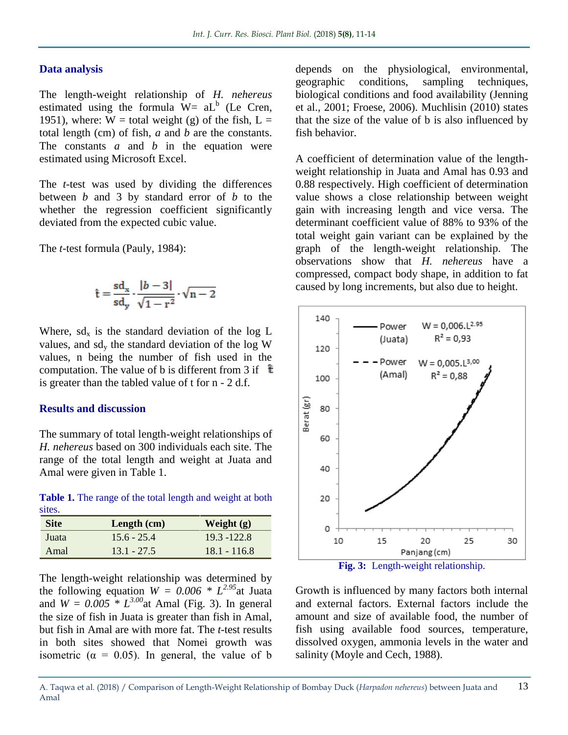## Data analysis

The length-weight relationship of *H. nehereus* estimated using the formula $W = aL^b$ (Le Cren, 1951), where: W = total weight (g) of the fish, L = total length (cm) of fish, *a* and *b* are the constants. The constants *a* and *b* in the equation were estimated using Microsoft Excel.

The *t*-test was used by dividing the differences between *b* and 3 by standard error of *b* to the whether the regression coefficient significantly deviated from the expected cubic value.

The *t*-test formula (Pauly, 1984):

$$\hat{t} = \frac{sd_x}{sd_y} \cdot \frac{|b-3|}{\sqrt{1-r^2}} \cdot \sqrt{n-2}$$

Where, $sd_x$ is the standard deviation of the log L values, and $sd_y$ the standard deviation of the log W values, n being the number of fish used in the computation. The value of b is different from 3 if $\hat{t}$ is greater than the tabled value of t for n - 2 d.f.

## Results and discussion

The summary of total length-weight relationships of *H. nehereus* based on 300 individuals each site. The range of the total length and weight at Juata and Amal were given in Table 1.

**Table 1.** The range of the total length and weight at both sites.

| Site | Length (cm) | Weight (g) |
|---|---|---|
| Juata | 15.6 - 25.4 | 19.3 -122.8 |
| Amal | 13.1 - 27.5 | 18.1 - 116.8 |

The length-weight relationship was determined by the following equation $W = 0.006 * L^{2.95}$ at Juata and $W = 0.005 * L^{3.00}$ at Amal (Fig. 3). In general the size of fish in Juata is greater than fish in Amal, but fish in Amal are with more fat. The *t*-test results in both sites showed that Nomei growth was isometric (α = 0.05). In general, the value of b depends on the physiological, environmental, geographic conditions, sampling techniques, biological conditions and food availability (Jenning et al., 2001; Froese, 2006). Muchlisin (2010) states that the size of the value of b is also influenced by fish behavior.

A coefficient of determination value of the length-weight relationship in Juata and Amal has 0.93 and 0.88 respectively. High coefficient of determination value shows a close relationship between weight gain with increasing length and vice versa. The determinant coefficient value of 88% to 93% of the total weight gain variant can be explained by the graph of the length-weight relationship. The observations show that *H. nehereus* have a compressed, compact body shape, in addition to fat caused by long increments, but also due to height.

**Fig. 3:** Length-weight relationship.

Growth is influenced by many factors both internal and external factors. External factors include the amount and size of available food, the number of fish using available food sources, temperature, dissolved oxygen, ammonia levels in the water and salinity (Moyle and Cech, 1988).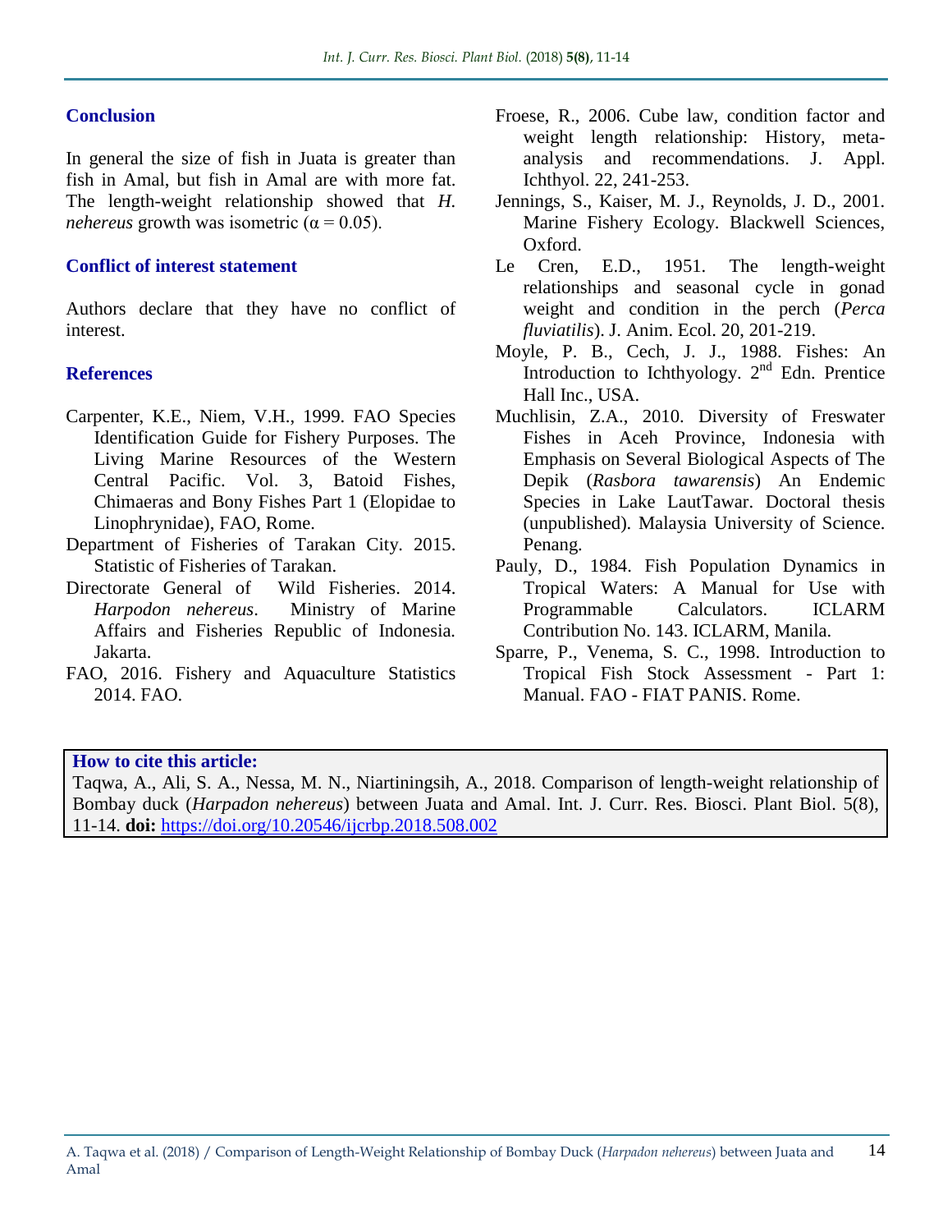## Conclusion

In general the size of fish in Juata is greater than fish in Amal, but fish in Amal are with more fat. The length-weight relationship showed that *H. nehereus* growth was isometric ($\alpha = 0.05$).

## Conflict of interest statement

Authors declare that they have no conflict of interest.

## References

Carpenter, K.E., Niem, V.H., 1999. FAO Species Identification Guide for Fishery Purposes. The Living Marine Resources of the Western Central Pacific. Vol. 3, Batoid Fishes, Chimaeras and Bony Fishes Part 1 (Elopidae to Linophrynidae), FAO, Rome.

Department of Fisheries of Tarakan City. 2015. Statistic of Fisheries of Tarakan.

Directorate General of Wild Fisheries. 2014. *Harpodon nehereus*. Ministry of Marine Affairs and Fisheries Republic of Indonesia. Jakarta.

FAO, 2016. Fishery and Aquaculture Statistics 2014. FAO.

Froese, R., 2006. Cube law, condition factor and weight length relationship: History, meta-analysis and recommendations. J. Appl. Ichthyol. 22, 241-253.

Jennings, S., Kaiser, M. J., Reynolds, J. D., 2001. Marine Fishery Ecology. Blackwell Sciences, Oxford.

Le Cren, E.D., 1951. The length-weight relationships and seasonal cycle in gonad weight and condition in the perch (*Perca fluviatilis*). J. Anim. Ecol. 20, 201-219.

Moyle, P. B., Cech, J. J., 1988. Fishes: An Introduction to Ichthyology. 2nd Edn. Prentice Hall Inc., USA.

Muchlisin, Z.A., 2010. Diversity of Freswater Fishes in Aceh Province, Indonesia with Emphasis on Several Biological Aspects of The Depik (*Rasbora tawarensis*) An Endemic Species in Lake LautTawar. Doctoral thesis (unpublished). Malaysia University of Science. Penang.

Pauly, D., 1984. Fish Population Dynamics in Tropical Waters: A Manual for Use with Programmable Calculators. ICLARM Contribution No. 143. ICLARM, Manila.

Sparre, P., Venema, S. C., 1998. Introduction to Tropical Fish Stock Assessment - Part 1: Manual. FAO - FIAT PANIS. Rome.

**How to cite this article:**
Taqwa, A., Ali, S. A., Nessa, M. N., Niartiningsih, A., 2018. Comparison of length-weight relationship of Bombay duck (*Harpadon nehereus*) between Juata and Amal. Int. J. Curr. Res. Biosci. Plant Biol. 5(8), 11-14. **doi:** https://doi.org/10.20546/ijcrbp.2018.508.002